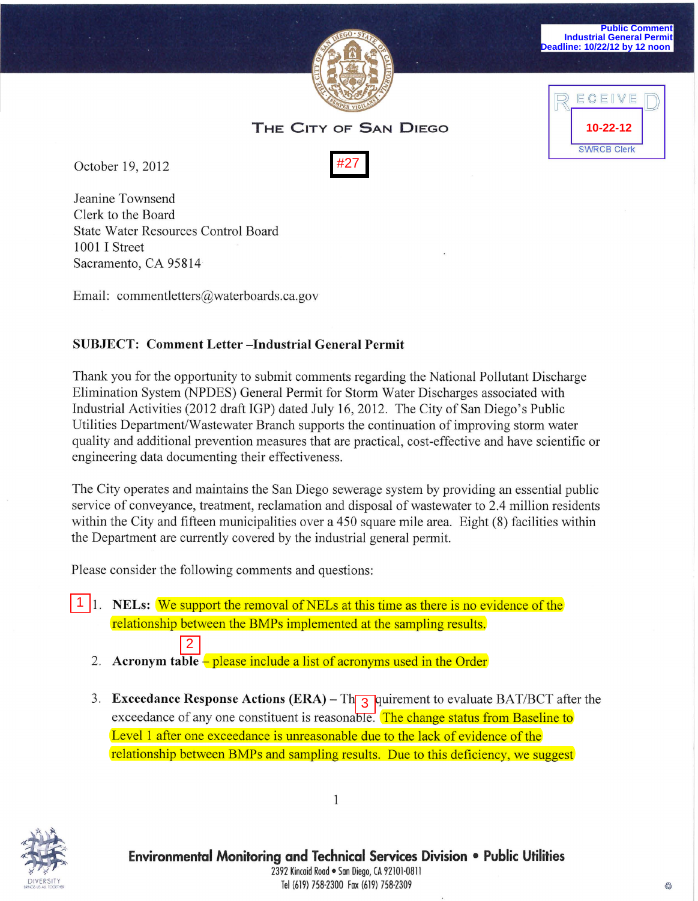Public Comment
Industrial General Permit
Deadline: 10/22/12 by 12 noon

RECEIVED
10-22-12
SWRCB Clerk

THE CITY OF SAN DIEGO

#27

October 19, 2012

Jeanine Townsend
Clerk to the Board
State Water Resources Control Board
1001 I Street
Sacramento, CA 95814

Email: commentletters@waterboards.ca.gov

**SUBJECT: Comment Letter –Industrial General Permit**

Thank you for the opportunity to submit comments regarding the National Pollutant Discharge Elimination System (NPDES) General Permit for Storm Water Discharges associated with Industrial Activities (2012 draft IGP) dated July 16, 2012. The City of San Diego's Public Utilities Department/Wastewater Branch supports the continuation of improving storm water quality and additional prevention measures that are practical, cost-effective and have scientific or engineering data documenting their effectiveness.

The City operates and maintains the San Diego sewerage system by providing an essential public service of conveyance, treatment, reclamation and disposal of wastewater to 2.4 million residents within the City and fifteen municipalities over a 450 square mile area. Eight (8) facilities within the Department are currently covered by the industrial general permit.

Please consider the following comments and questions:

1. [1] **NELs:** We support the removal of NELs at this time as there is no evidence of the relationship between the BMPs implemented at the sampling results.
2. **Acronym table** [2] – please include a list of acronyms used in the Order
3. **Exceedance Response Actions (ERA)** – Th[3]quirement to evaluate BAT/BCT after the exceedance of any one constituent is reasonable. The change status from Baseline to Level 1 after one exceedance is unreasonable due to the lack of evidence of the relationship between BMPs and sampling results. Due to this deficiency, we suggest

Environmental Monitoring and Technical Services Division • Public Utilities
2392 Kincaid Road • San Diego, CA 92101-0811
Tel (619) 758-2300 Fax (619) 758-2309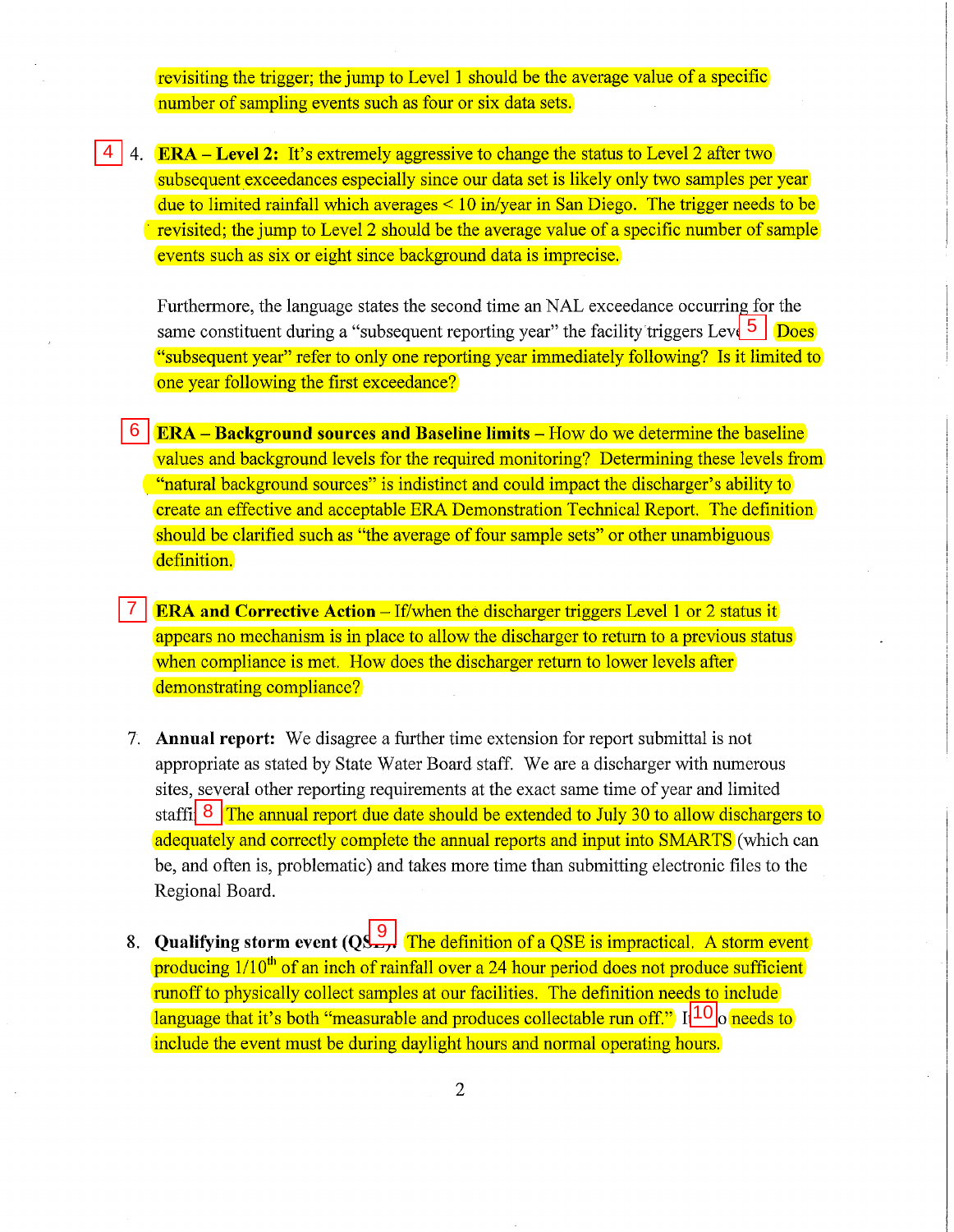revisiting the trigger; the jump to Level 1 should be the average value of a specific number of sampling events such as four or six data sets.

4 4. **ERA – Level 2:** It's extremely aggressive to change the status to Level 2 after two subsequent exceedances especially since our data set is likely only two samples per year due to limited rainfall which averages < 10 in/year in San Diego. The trigger needs to be revisited; the jump to Level 2 should be the average value of a specific number of sample events such as six or eight since background data is imprecise.

Furthermore, the language states the second time an NAL exceedance occurring for the same constituent during a "subsequent reporting year" the facility triggers Level 5 Does "subsequent year" refer to only one reporting year immediately following? Is it limited to one year following the first exceedance?

6 **ERA – Background sources and Baseline limits** – How do we determine the baseline values and background levels for the required monitoring? Determining these levels from "natural background sources" is indistinct and could impact the discharger's ability to create an effective and acceptable ERA Demonstration Technical Report. The definition should be clarified such as "the average of four sample sets" or other unambiguous definition.

7 **ERA and Corrective Action** – If/when the discharger triggers Level 1 or 2 status it appears no mechanism is in place to allow the discharger to return to a previous status when compliance is met. How does the discharger return to lower levels after demonstrating compliance?

7. **Annual report:** We disagree a further time extension for report submittal is not appropriate as stated by State Water Board staff. We are a discharger with numerous sites, several other reporting requirements at the exact same time of year and limited staffi 8 The annual report due date should be extended to July 30 to allow dischargers to adequately and correctly complete the annual reports and input into SMARTS (which can be, and often is, problematic) and takes more time than submitting electronic files to the Regional Board.

8. **Qualifying storm event (QS 9** The definition of a QSE is impractical. A storm event producing 1/10th of an inch of rainfall over a 24 hour period does not produce sufficient runoff to physically collect samples at our facilities. The definition needs to include language that it's both "measurable and produces collectable run off." I 10 o needs to include the event must be during daylight hours and normal operating hours.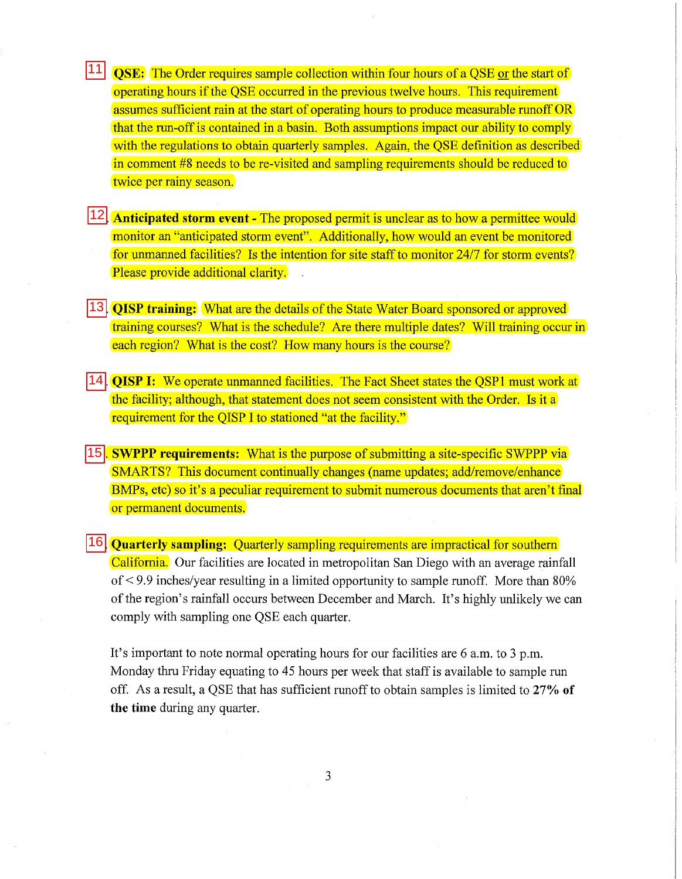11 **QSE:** The Order requires sample collection within four hours of a QSE or the start of operating hours if the QSE occurred in the previous twelve hours. This requirement assumes sufficient rain at the start of operating hours to produce measurable runoff OR that the run-off is contained in a basin. Both assumptions impact our ability to comply with the regulations to obtain quarterly samples. Again, the QSE definition as described in comment #8 needs to be re-visited and sampling requirements should be reduced to twice per rainy season.

12. **Anticipated storm event -** The proposed permit is unclear as to how a permittee would monitor an "anticipated storm event". Additionally, how would an event be monitored for unmanned facilities? Is the intention for site staff to monitor 24/7 for storm events? Please provide additional clarity.

13. **QISP training:** What are the details of the State Water Board sponsored or approved training courses? What is the schedule? Are there multiple dates? Will training occur in each region? What is the cost? How many hours is the course?

14. **QISP I:** We operate unmanned facilities. The Fact Sheet states the QSP1 must work at the facility; although, that statement does not seem consistent with the Order. Is it a requirement for the QISP I to stationed "at the facility."

15. **SWPPP requirements:** What is the purpose of submitting a site-specific SWPPP via SMARTS? This document continually changes (name updates; add/remove/enhance BMPs, etc) so it's a peculiar requirement to submit numerous documents that aren't final or permanent documents.

16. **Quarterly sampling:** Quarterly sampling requirements are impractical for southern California. Our facilities are located in metropolitan San Diego with an average rainfall of < 9.9 inches/year resulting in a limited opportunity to sample runoff. More than 80% of the region's rainfall occurs between December and March. It's highly unlikely we can comply with sampling one QSE each quarter.

It's important to note normal operating hours for our facilities are 6 a.m. to 3 p.m. Monday thru Friday equating to 45 hours per week that staff is available to sample run off. As a result, a QSE that has sufficient runoff to obtain samples is limited to **27% of the time** during any quarter.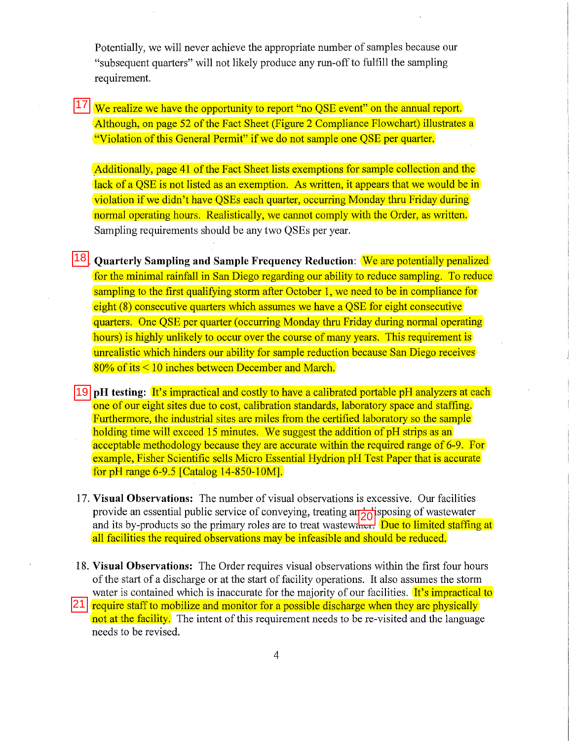Potentially, we will never achieve the appropriate number of samples because our "subsequent quarters" will not likely produce any run-off to fulfill the sampling requirement.

17 We realize we have the opportunity to report "no QSE event" on the annual report. Although, on page 52 of the Fact Sheet (Figure 2 Compliance Flowchart) illustrates a "Violation of this General Permit" if we do not sample one QSE per quarter.

Additionally, page 41 of the Fact Sheet lists exemptions for sample collection and the lack of a QSE is not listed as an exemption. As written, it appears that we would be in violation if we didn't have QSEs each quarter, occurring Monday thru Friday during normal operating hours. Realistically, we cannot comply with the Order, as written. Sampling requirements should be any two QSEs per year.

18. **Quarterly Sampling and Sample Frequency Reduction**: We are potentially penalized for the minimal rainfall in San Diego regarding our ability to reduce sampling. To reduce sampling to the first qualifying storm after October 1, we need to be in compliance for eight (8) consecutive quarters which assumes we have a QSE for eight consecutive quarters. One QSE per quarter (occurring Monday thru Friday during normal operating hours) is highly unlikely to occur over the course of many years. This requirement is unrealistic which hinders our ability for sample reduction because San Diego receives 80% of its < 10 inches between December and March.

19 **pH testing:** It's impractical and costly to have a calibrated portable pH analyzers at each one of our eight sites due to cost, calibration standards, laboratory space and staffing. Furthermore, the industrial sites are miles from the certified laboratory so the sample holding time will exceed 15 minutes. We suggest the addition of pH strips as an acceptable methodology because they are accurate within the required range of 6-9. For example, Fisher Scientific sells Micro Essential Hydrion pH Test Paper that is accurate for pH range 6-9.5 [Catalog 14-850-10M].

17. **Visual Observations:** The number of visual observations is excessive. Our facilities provide an essential public service of conveying, treating and disposing of wastewater and its by-products so the primary roles are to treat wastewater. 20 Due to limited staffing at all facilities the required observations may be infeasible and should be reduced.

18. **Visual Observations:** The Order requires visual observations within the first four hours of the start of a discharge or at the start of facility operations. It also assumes the storm water is contained which is inaccurate for the majority of our facilities. 21 It's impractical to require staff to mobilize and monitor for a possible discharge when they are physically not at the facility. The intent of this requirement needs to be re-visited and the language needs to be revised.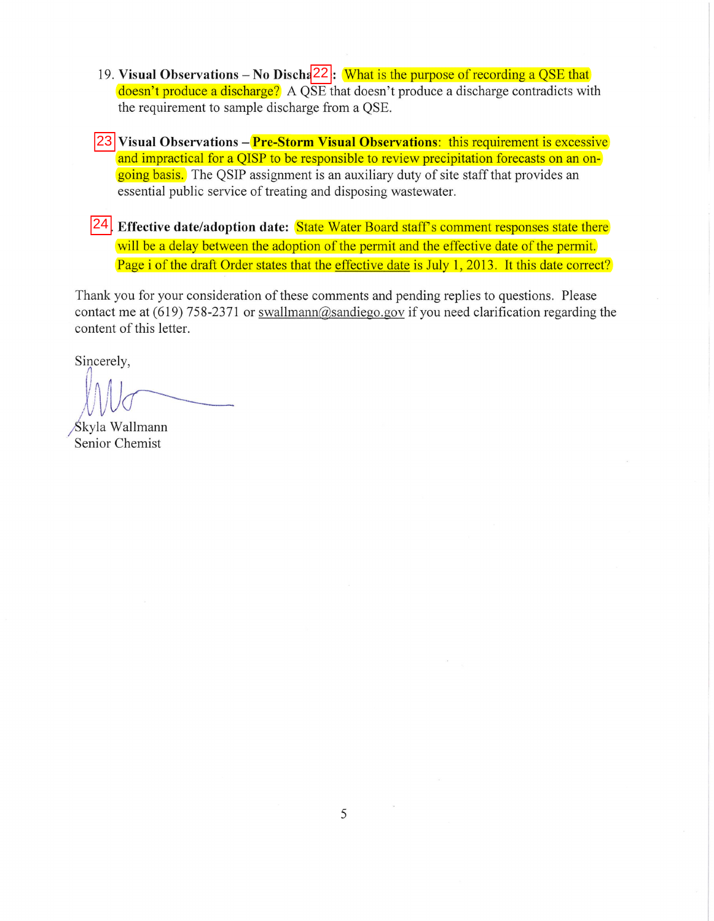19. **Visual Observations – No Discha**[22]**:** What is the purpose of recording a QSE that doesn't produce a discharge? A QSE that doesn't produce a discharge contradicts with the requirement to sample discharge from a QSE.

[23] **Visual Observations – Pre-Storm Visual Observations**: this requirement is excessive and impractical for a QISP to be responsible to review precipitation forecasts on an on-going basis. The QSIP assignment is an auxiliary duty of site staff that provides an essential public service of treating and disposing wastewater.

[24]. **Effective date/adoption date:** State Water Board staff's comment responses state there will be a delay between the adoption of the permit and the effective date of the permit. Page i of the draft Order states that the effective date is July 1, 2013. It this date correct?

Thank you for your consideration of these comments and pending replies to questions. Please contact me at (619) 758-2371 or swallmann@sandiego.gov if you need clarification regarding the content of this letter.

Sincerely,

Skyla Wallmann
Senior Chemist